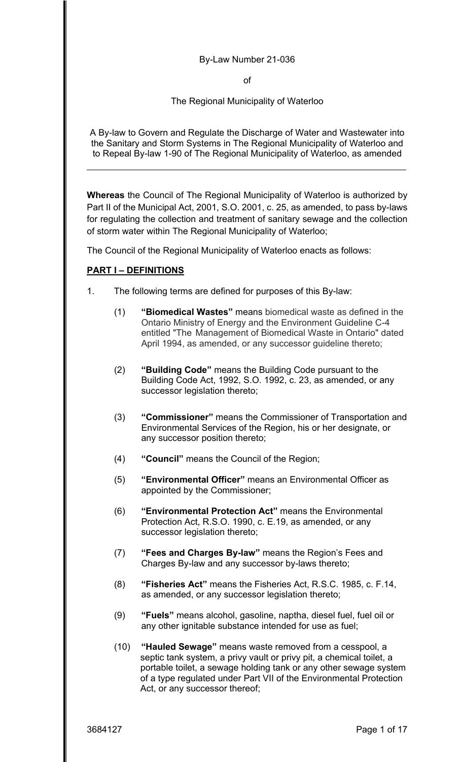By-Law Number 21-036

of

The Regional Municipality of Waterloo

A By-law to Govern and Regulate the Discharge of Water and Wastewater into the Sanitary and Storm Systems in The Regional Municipality of Waterloo and to Repeal By-law 1-90 of The Regional Municipality of Waterloo, as amended

---

**Whereas** the Council of The Regional Municipality of Waterloo is authorized by Part II of the Municipal Act, 2001, S.O. 2001, c. 25, as amended, to pass by-laws for regulating the collection and treatment of sanitary sewage and the collection of storm water within The Regional Municipality of Waterloo;

The Council of the Regional Municipality of Waterloo enacts as follows:

## PART I – DEFINITIONS

1. The following terms are defined for purposes of this By-law:

   (1) **"Biomedical Wastes"** means biomedical waste as defined in the Ontario Ministry of Energy and the Environment Guideline C-4 entitled "The Management of Biomedical Waste in Ontario" dated April 1994, as amended, or any successor guideline thereto;

   (2) **"Building Code"** means the Building Code pursuant to the Building Code Act, 1992, S.O. 1992, c. 23, as amended, or any successor legislation thereto;

   (3) **"Commissioner"** means the Commissioner of Transportation and Environmental Services of the Region, his or her designate, or any successor position thereto;

   (4) **"Council"** means the Council of the Region;

   (5) **"Environmental Officer"** means an Environmental Officer as appointed by the Commissioner;

   (6) **"Environmental Protection Act"** means the Environmental Protection Act, R.S.O. 1990, c. E.19, as amended, or any successor legislation thereto;

   (7) **"Fees and Charges By-law"** means the Region's Fees and Charges By-law and any successor by-laws thereto;

   (8) **"Fisheries Act"** means the Fisheries Act, R.S.C. 1985, c. F.14, as amended, or any successor legislation thereto;

   (9) **"Fuels"** means alcohol, gasoline, naptha, diesel fuel, fuel oil or any other ignitable substance intended for use as fuel;

   (10) **"Hauled Sewage"** means waste removed from a cesspool, a septic tank system, a privy vault or privy pit, a chemical toilet, a portable toilet, a sewage holding tank or any other sewage system of a type regulated under Part VII of the Environmental Protection Act, or any successor thereof;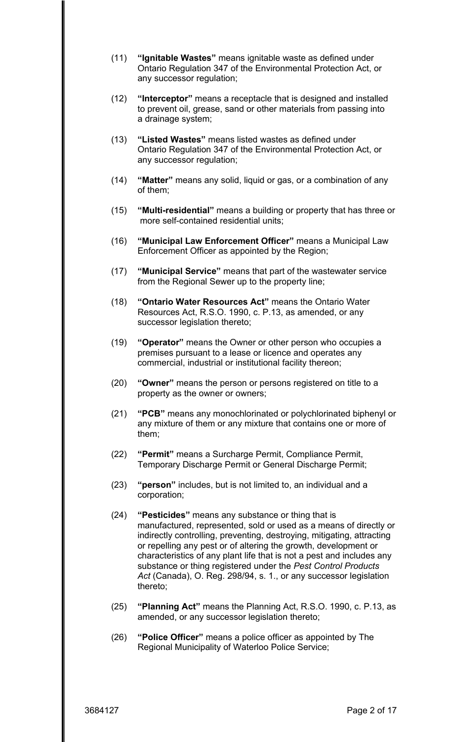(11) **"Ignitable Wastes"** means ignitable waste as defined under Ontario Regulation 347 of the Environmental Protection Act, or any successor regulation;

(12) **"Interceptor"** means a receptacle that is designed and installed to prevent oil, grease, sand or other materials from passing into a drainage system;

(13) **"Listed Wastes"** means listed wastes as defined under Ontario Regulation 347 of the Environmental Protection Act, or any successor regulation;

(14) **"Matter"** means any solid, liquid or gas, or a combination of any of them;

(15) **"Multi-residential"** means a building or property that has three or more self-contained residential units;

(16) **"Municipal Law Enforcement Officer"** means a Municipal Law Enforcement Officer as appointed by the Region;

(17) **"Municipal Service"** means that part of the wastewater service from the Regional Sewer up to the property line;

(18) **"Ontario Water Resources Act"** means the Ontario Water Resources Act, R.S.O. 1990, c. P.13, as amended, or any successor legislation thereto;

(19) **"Operator"** means the Owner or other person who occupies a premises pursuant to a lease or licence and operates any commercial, industrial or institutional facility thereon;

(20) **"Owner"** means the person or persons registered on title to a property as the owner or owners;

(21) **"PCB"** means any monochlorinated or polychlorinated biphenyl or any mixture of them or any mixture that contains one or more of them;

(22) **"Permit"** means a Surcharge Permit, Compliance Permit, Temporary Discharge Permit or General Discharge Permit;

(23) **"person"** includes, but is not limited to, an individual and a corporation;

(24) **"Pesticides"** means any substance or thing that is manufactured, represented, sold or used as a means of directly or indirectly controlling, preventing, destroying, mitigating, attracting or repelling any pest or of altering the growth, development or characteristics of any plant life that is not a pest and includes any substance or thing registered under the *Pest Control Products Act* (Canada), O. Reg. 298/94, s. 1., or any successor legislation thereto;

(25) **"Planning Act"** means the Planning Act, R.S.O. 1990, c. P.13, as amended, or any successor legislation thereto;

(26) **"Police Officer"** means a police officer as appointed by The Regional Municipality of Waterloo Police Service;

3684127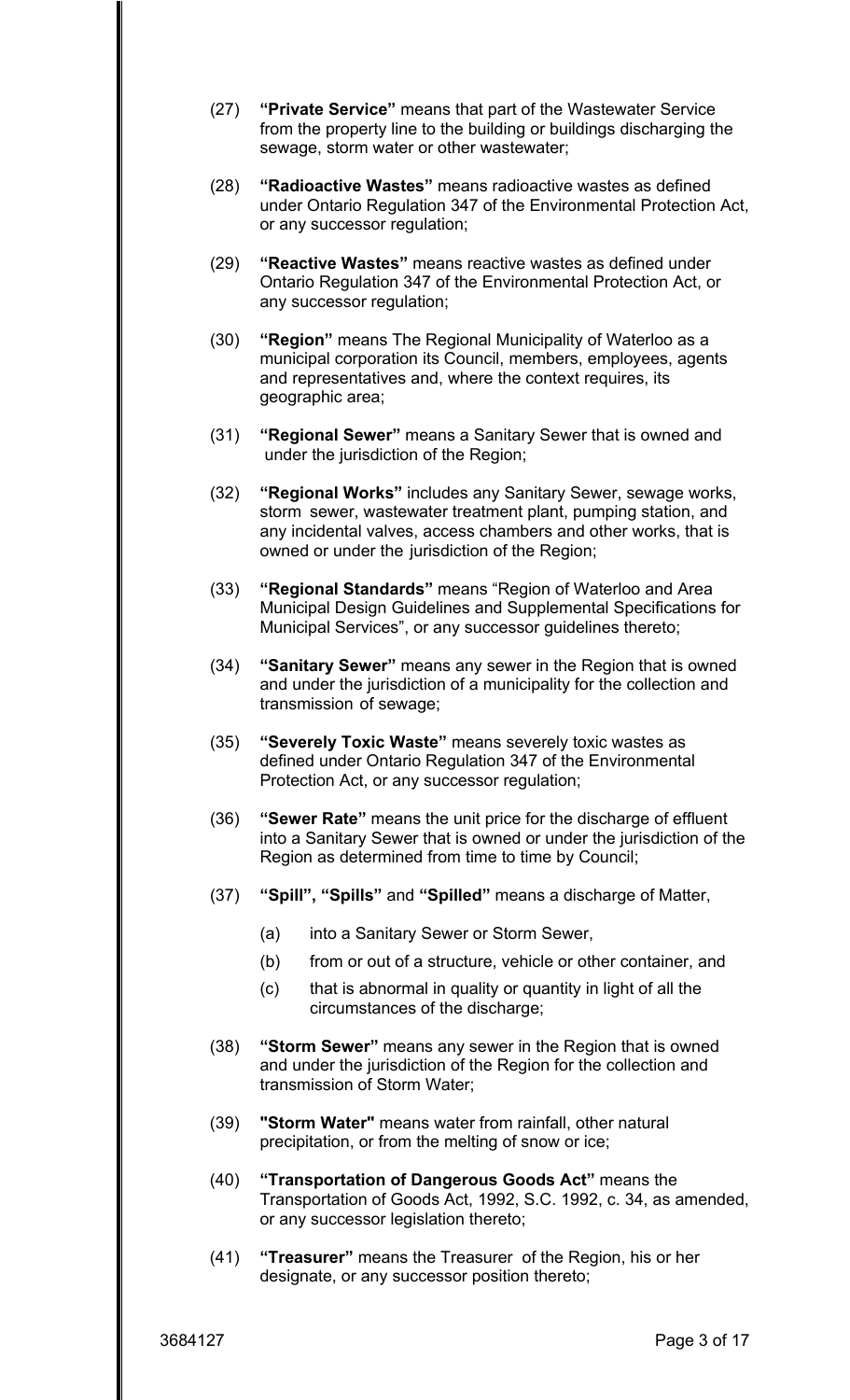(27) **"Private Service"** means that part of the Wastewater Service from the property line to the building or buildings discharging the sewage, storm water or other wastewater;

(28) **"Radioactive Wastes"** means radioactive wastes as defined under Ontario Regulation 347 of the Environmental Protection Act, or any successor regulation;

(29) **"Reactive Wastes"** means reactive wastes as defined under Ontario Regulation 347 of the Environmental Protection Act, or any successor regulation;

(30) **"Region"** means The Regional Municipality of Waterloo as a municipal corporation its Council, members, employees, agents and representatives and, where the context requires, its geographic area;

(31) **"Regional Sewer"** means a Sanitary Sewer that is owned and under the jurisdiction of the Region;

(32) **"Regional Works"** includes any Sanitary Sewer, sewage works, storm sewer, wastewater treatment plant, pumping station, and any incidental valves, access chambers and other works, that is owned or under the jurisdiction of the Region;

(33) **"Regional Standards"** means "Region of Waterloo and Area Municipal Design Guidelines and Supplemental Specifications for Municipal Services", or any successor guidelines thereto;

(34) **"Sanitary Sewer"** means any sewer in the Region that is owned and under the jurisdiction of a municipality for the collection and transmission of sewage;

(35) **"Severely Toxic Waste"** means severely toxic wastes as defined under Ontario Regulation 347 of the Environmental Protection Act, or any successor regulation;

(36) **"Sewer Rate"** means the unit price for the discharge of effluent into a Sanitary Sewer that is owned or under the jurisdiction of the Region as determined from time to time by Council;

(37) **"Spill", "Spills"** and **"Spilled"** means a discharge of Matter,

- (a) into a Sanitary Sewer or Storm Sewer,
- (b) from or out of a structure, vehicle or other container, and
- (c) that is abnormal in quality or quantity in light of all the circumstances of the discharge;

(38) **"Storm Sewer"** means any sewer in the Region that is owned and under the jurisdiction of the Region for the collection and transmission of Storm Water;

(39) **"Storm Water"** means water from rainfall, other natural precipitation, or from the melting of snow or ice;

(40) **"Transportation of Dangerous Goods Act"** means the Transportation of Goods Act, 1992, S.C. 1992, c. 34, as amended, or any successor legislation thereto;

(41) **"Treasurer"** means the Treasurer of the Region, his or her designate, or any successor position thereto;

3684127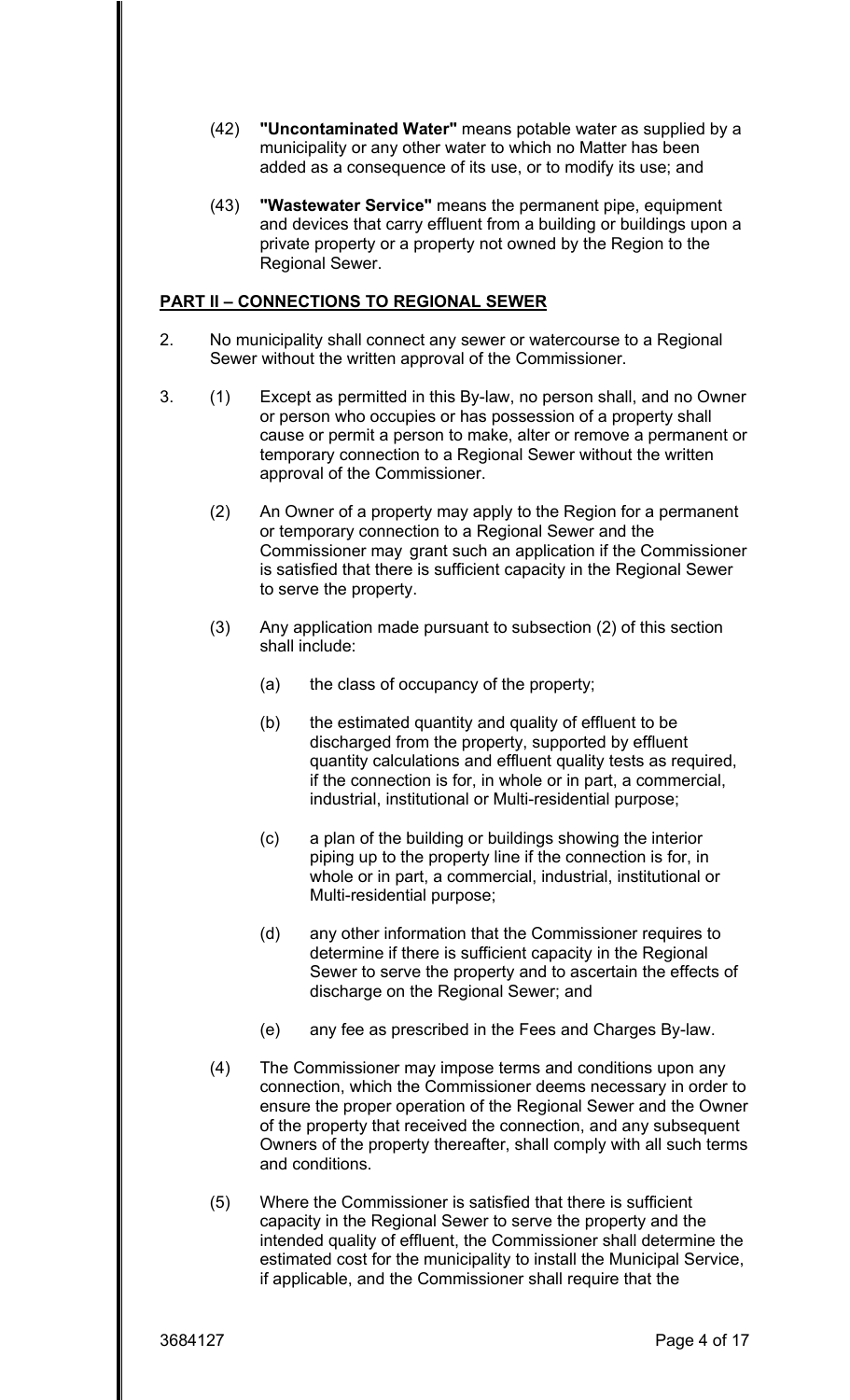(42) **"Uncontaminated Water"** means potable water as supplied by a municipality or any other water to which no Matter has been added as a consequence of its use, or to modify its use; and

(43) **"Wastewater Service"** means the permanent pipe, equipment and devices that carry effluent from a building or buildings upon a private property or a property not owned by the Region to the Regional Sewer.

## PART II – CONNECTIONS TO REGIONAL SEWER

2. No municipality shall connect any sewer or watercourse to a Regional Sewer without the written approval of the Commissioner.

3. (1) Except as permitted in this By-law, no person shall, and no Owner or person who occupies or has possession of a property shall cause or permit a person to make, alter or remove a permanent or temporary connection to a Regional Sewer without the written approval of the Commissioner.

   (2) An Owner of a property may apply to the Region for a permanent or temporary connection to a Regional Sewer and the Commissioner may grant such an application if the Commissioner is satisfied that there is sufficient capacity in the Regional Sewer to serve the property.

   (3) Any application made pursuant to subsection (2) of this section shall include:

      (a) the class of occupancy of the property;

      (b) the estimated quantity and quality of effluent to be discharged from the property, supported by effluent quantity calculations and effluent quality tests as required, if the connection is for, in whole or in part, a commercial, industrial, institutional or Multi-residential purpose;

      (c) a plan of the building or buildings showing the interior piping up to the property line if the connection is for, in whole or in part, a commercial, industrial, institutional or Multi-residential purpose;

      (d) any other information that the Commissioner requires to determine if there is sufficient capacity in the Regional Sewer to serve the property and to ascertain the effects of discharge on the Regional Sewer; and

      (e) any fee as prescribed in the Fees and Charges By-law.

   (4) The Commissioner may impose terms and conditions upon any connection, which the Commissioner deems necessary in order to ensure the proper operation of the Regional Sewer and the Owner of the property that received the connection, and any subsequent Owners of the property thereafter, shall comply with all such terms and conditions.

   (5) Where the Commissioner is satisfied that there is sufficient capacity in the Regional Sewer to serve the property and the intended quality of effluent, the Commissioner shall determine the estimated cost for the municipality to install the Municipal Service, if applicable, and the Commissioner shall require that the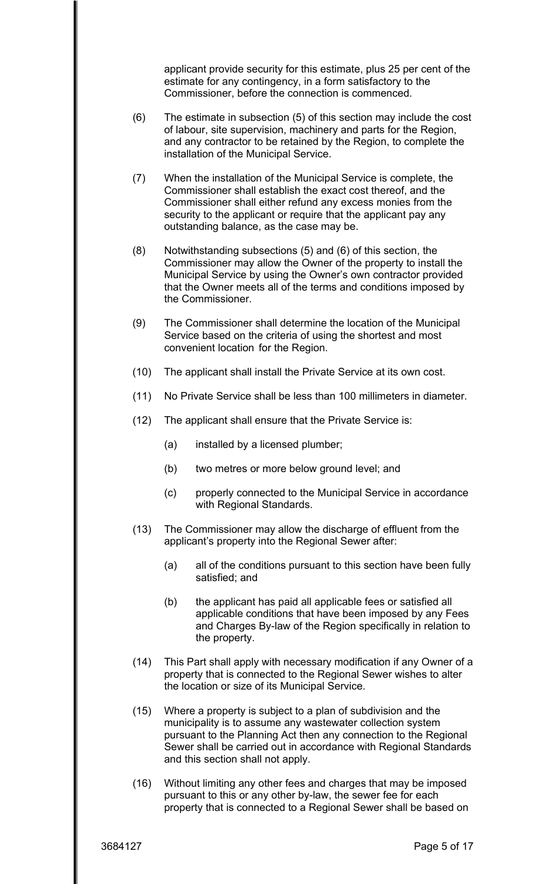applicant provide security for this estimate, plus 25 per cent of the estimate for any contingency, in a form satisfactory to the Commissioner, before the connection is commenced.

(6) The estimate in subsection (5) of this section may include the cost of labour, site supervision, machinery and parts for the Region, and any contractor to be retained by the Region, to complete the installation of the Municipal Service.

(7) When the installation of the Municipal Service is complete, the Commissioner shall establish the exact cost thereof, and the Commissioner shall either refund any excess monies from the security to the applicant or require that the applicant pay any outstanding balance, as the case may be.

(8) Notwithstanding subsections (5) and (6) of this section, the Commissioner may allow the Owner of the property to install the Municipal Service by using the Owner's own contractor provided that the Owner meets all of the terms and conditions imposed by the Commissioner.

(9) The Commissioner shall determine the location of the Municipal Service based on the criteria of using the shortest and most convenient location for the Region.

(10) The applicant shall install the Private Service at its own cost.

(11) No Private Service shall be less than 100 millimeters in diameter.

(12) The applicant shall ensure that the Private Service is:

(a) installed by a licensed plumber;

(b) two metres or more below ground level; and

(c) properly connected to the Municipal Service in accordance with Regional Standards.

(13) The Commissioner may allow the discharge of effluent from the applicant's property into the Regional Sewer after:

(a) all of the conditions pursuant to this section have been fully satisfied; and

(b) the applicant has paid all applicable fees or satisfied all applicable conditions that have been imposed by any Fees and Charges By-law of the Region specifically in relation to the property.

(14) This Part shall apply with necessary modification if any Owner of a property that is connected to the Regional Sewer wishes to alter the location or size of its Municipal Service.

(15) Where a property is subject to a plan of subdivision and the municipality is to assume any wastewater collection system pursuant to the Planning Act then any connection to the Regional Sewer shall be carried out in accordance with Regional Standards and this section shall not apply.

(16) Without limiting any other fees and charges that may be imposed pursuant to this or any other by-law, the sewer fee for each property that is connected to a Regional Sewer shall be based on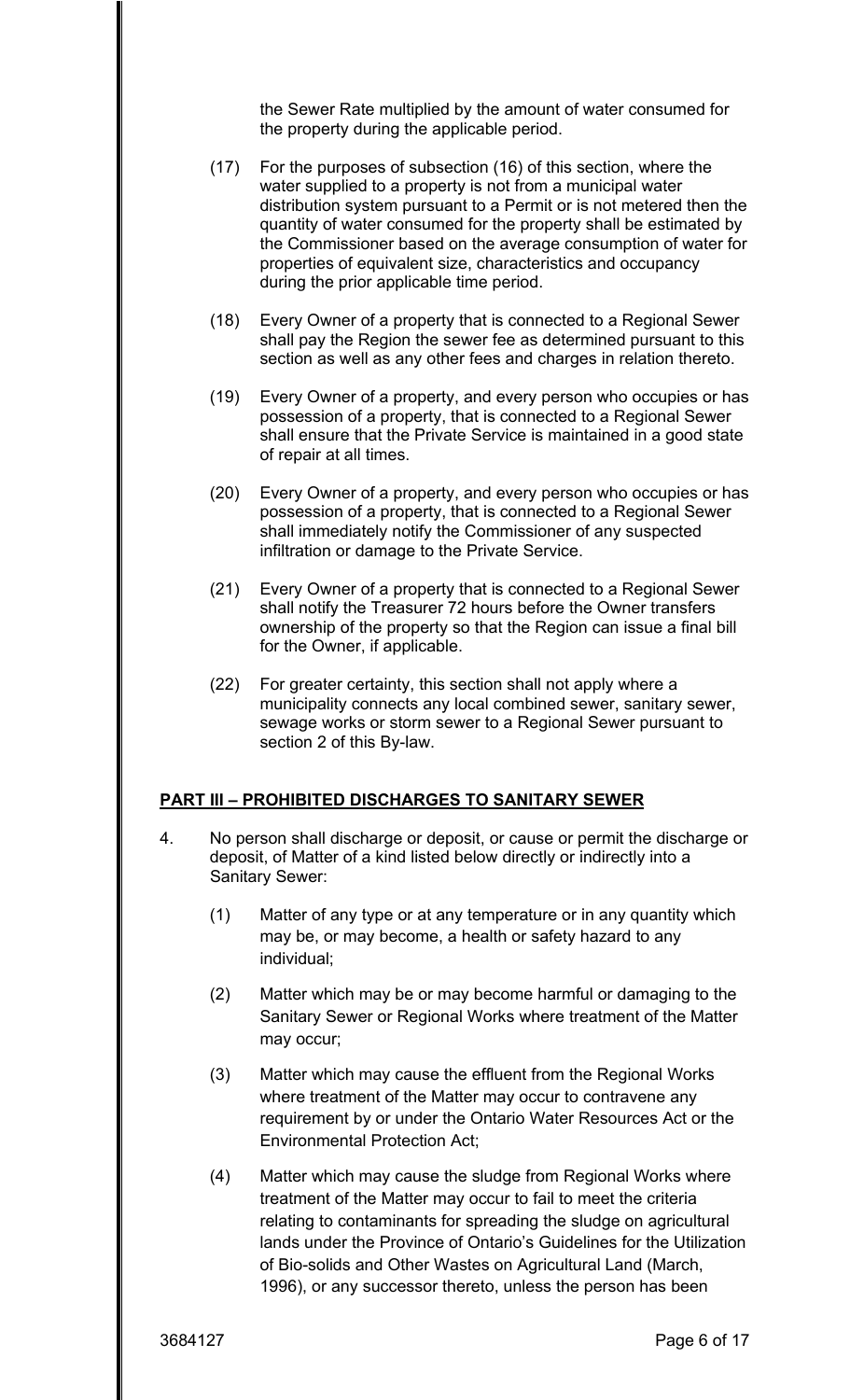the Sewer Rate multiplied by the amount of water consumed for the property during the applicable period.

(17) For the purposes of subsection (16) of this section, where the water supplied to a property is not from a municipal water distribution system pursuant to a Permit or is not metered then the quantity of water consumed for the property shall be estimated by the Commissioner based on the average consumption of water for properties of equivalent size, characteristics and occupancy during the prior applicable time period.

(18) Every Owner of a property that is connected to a Regional Sewer shall pay the Region the sewer fee as determined pursuant to this section as well as any other fees and charges in relation thereto.

(19) Every Owner of a property, and every person who occupies or has possession of a property, that is connected to a Regional Sewer shall ensure that the Private Service is maintained in a good state of repair at all times.

(20) Every Owner of a property, and every person who occupies or has possession of a property, that is connected to a Regional Sewer shall immediately notify the Commissioner of any suspected infiltration or damage to the Private Service.

(21) Every Owner of a property that is connected to a Regional Sewer shall notify the Treasurer 72 hours before the Owner transfers ownership of the property so that the Region can issue a final bill for the Owner, if applicable.

(22) For greater certainty, this section shall not apply where a municipality connects any local combined sewer, sanitary sewer, sewage works or storm sewer to a Regional Sewer pursuant to section 2 of this By-law.

## PART III – PROHIBITED DISCHARGES TO SANITARY SEWER

4. No person shall discharge or deposit, or cause or permit the discharge or deposit, of Matter of a kind listed below directly or indirectly into a Sanitary Sewer:

(1) Matter of any type or at any temperature or in any quantity which may be, or may become, a health or safety hazard to any individual;

(2) Matter which may be or may become harmful or damaging to the Sanitary Sewer or Regional Works where treatment of the Matter may occur;

(3) Matter which may cause the effluent from the Regional Works where treatment of the Matter may occur to contravene any requirement by or under the Ontario Water Resources Act or the Environmental Protection Act;

(4) Matter which may cause the sludge from Regional Works where treatment of the Matter may occur to fail to meet the criteria relating to contaminants for spreading the sludge on agricultural lands under the Province of Ontario's Guidelines for the Utilization of Bio-solids and Other Wastes on Agricultural Land (March, 1996), or any successor thereto, unless the person has been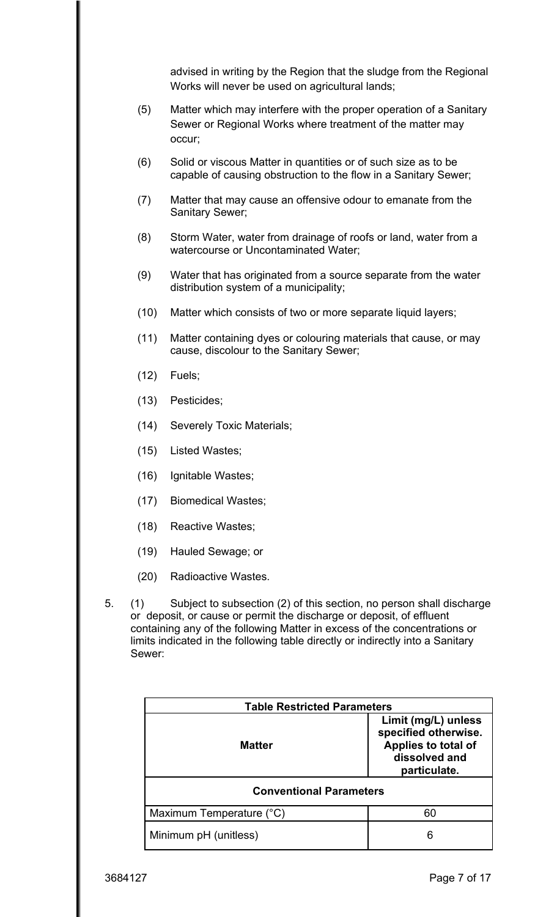advised in writing by the Region that the sludge from the Regional Works will never be used on agricultural lands;

(5) Matter which may interfere with the proper operation of a Sanitary Sewer or Regional Works where treatment of the matter may occur;

(6) Solid or viscous Matter in quantities or of such size as to be capable of causing obstruction to the flow in a Sanitary Sewer;

(7) Matter that may cause an offensive odour to emanate from the Sanitary Sewer;

(8) Storm Water, water from drainage of roofs or land, water from a watercourse or Uncontaminated Water;

(9) Water that has originated from a source separate from the water distribution system of a municipality;

(10) Matter which consists of two or more separate liquid layers;

(11) Matter containing dyes or colouring materials that cause, or may cause, discolour to the Sanitary Sewer;

(12) Fuels;

(13) Pesticides;

(14) Severely Toxic Materials;

(15) Listed Wastes;

(16) Ignitable Wastes;

(17) Biomedical Wastes;

(18) Reactive Wastes;

(19) Hauled Sewage; or

(20) Radioactive Wastes.

5. (1) Subject to subsection (2) of this section, no person shall discharge or deposit, or cause or permit the discharge or deposit, of effluent containing any of the following Matter in excess of the concentrations or limits indicated in the following table directly or indirectly into a Sanitary Sewer:

| **Table Restricted Parameters** | |
|---|---|
| **Matter** | **Limit (mg/L) unless specified otherwise. Applies to total of dissolved and particulate.** |
| **Conventional Parameters** | |
| Maximum Temperature (°C) | 60 |
| Minimum pH (unitless) | 6 |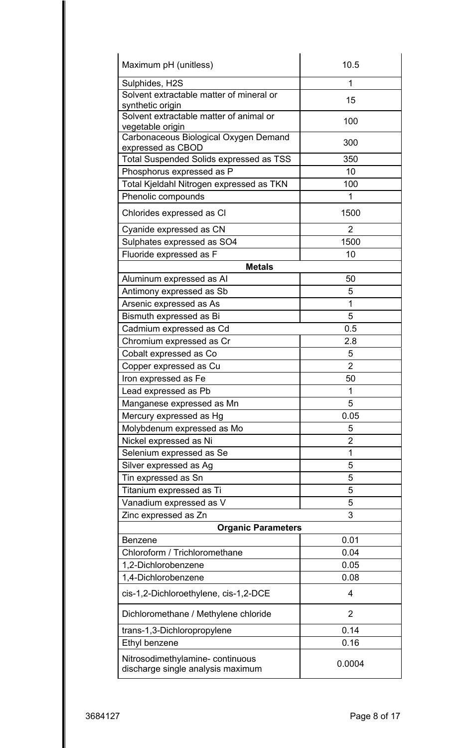| Maximum pH (unitless) | 10.5 |
|---|---|
| Sulphides, H2S | 1 |
| Solvent extractable matter of mineral or synthetic origin | 15 |
| Solvent extractable matter of animal or vegetable origin | 100 |
| Carbonaceous Biological Oxygen Demand expressed as CBOD | 300 |
| Total Suspended Solids expressed as TSS | 350 |
| Phosphorus expressed as P | 10 |
| Total Kjeldahl Nitrogen expressed as TKN | 100 |
| Phenolic compounds | 1 |
| Chlorides expressed as Cl | 1500 |
| Cyanide expressed as CN | 2 |
| Sulphates expressed as SO4 | 1500 |
| Fluoride expressed as F | 10 |
| **Metals** | |
| Aluminum expressed as Al | 50 |
| Antimony expressed as Sb | 5 |
| Arsenic expressed as As | 1 |
| Bismuth expressed as Bi | 5 |
| Cadmium expressed as Cd | 0.5 |
| Chromium expressed as Cr | 2.8 |
| Cobalt expressed as Co | 5 |
| Copper expressed as Cu | 2 |
| Iron expressed as Fe | 50 |
| Lead expressed as Pb | 1 |
| Manganese expressed as Mn | 5 |
| Mercury expressed as Hg | 0.05 |
| Molybdenum expressed as Mo | 5 |
| Nickel expressed as Ni | 2 |
| Selenium expressed as Se | 1 |
| Silver expressed as Ag | 5 |
| Tin expressed as Sn | 5 |
| Titanium expressed as Ti | 5 |
| Vanadium expressed as V | 5 |
| Zinc expressed as Zn | 3 |
| **Organic Parameters** | |
| Benzene | 0.01 |
| Chloroform / Trichloromethane | 0.04 |
| 1,2-Dichlorobenzene | 0.05 |
| 1,4-Dichlorobenzene | 0.08 |
| cis-1,2-Dichloroethylene, cis-1,2-DCE | 4 |
| Dichloromethane / Methylene chloride | 2 |
| trans-1,3-Dichloropropylene | 0.14 |
| Ethyl benzene | 0.16 |
| Nitrosodimethylamine- continuous discharge single analysis maximum | 0.0004 |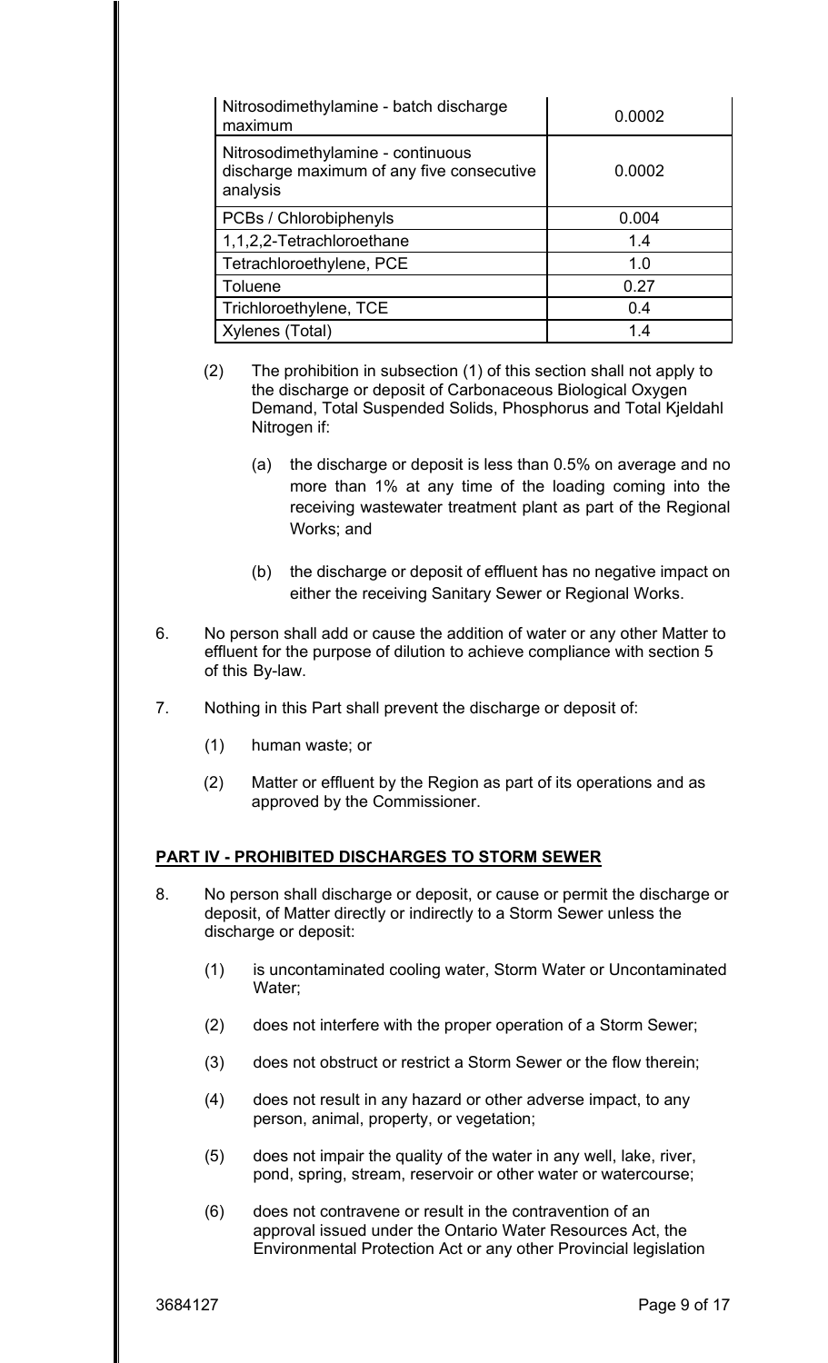| | |
|---|---|
| Nitrosodimethylamine - batch discharge maximum | 0.0002 |
| Nitrosodimethylamine - continuous discharge maximum of any five consecutive analysis | 0.0002 |
| PCBs / Chlorobiphenyls | 0.004 |
| 1,1,2,2-Tetrachloroethane | 1.4 |
| Tetrachloroethylene, PCE | 1.0 |
| Toluene | 0.27 |
| Trichloroethylene, TCE | 0.4 |
| Xylenes (Total) | 1.4 |

(2) The prohibition in subsection (1) of this section shall not apply to the discharge or deposit of Carbonaceous Biological Oxygen Demand, Total Suspended Solids, Phosphorus and Total Kjeldahl Nitrogen if:

(a) the discharge or deposit is less than 0.5% on average and no more than 1% at any time of the loading coming into the receiving wastewater treatment plant as part of the Regional Works; and

(b) the discharge or deposit of effluent has no negative impact on either the receiving Sanitary Sewer or Regional Works.

6. No person shall add or cause the addition of water or any other Matter to effluent for the purpose of dilution to achieve compliance with section 5 of this By-law.

7. Nothing in this Part shall prevent the discharge or deposit of:

(1) human waste; or

(2) Matter or effluent by the Region as part of its operations and as approved by the Commissioner.

## PART IV - PROHIBITED DISCHARGES TO STORM SEWER

8. No person shall discharge or deposit, or cause or permit the discharge or deposit, of Matter directly or indirectly to a Storm Sewer unless the discharge or deposit:

(1) is uncontaminated cooling water, Storm Water or Uncontaminated Water;

(2) does not interfere with the proper operation of a Storm Sewer;

(3) does not obstruct or restrict a Storm Sewer or the flow therein;

(4) does not result in any hazard or other adverse impact, to any person, animal, property, or vegetation;

(5) does not impair the quality of the water in any well, lake, river, pond, spring, stream, reservoir or other water or watercourse;

(6) does not contravene or result in the contravention of an approval issued under the Ontario Water Resources Act, the Environmental Protection Act or any other Provincial legislation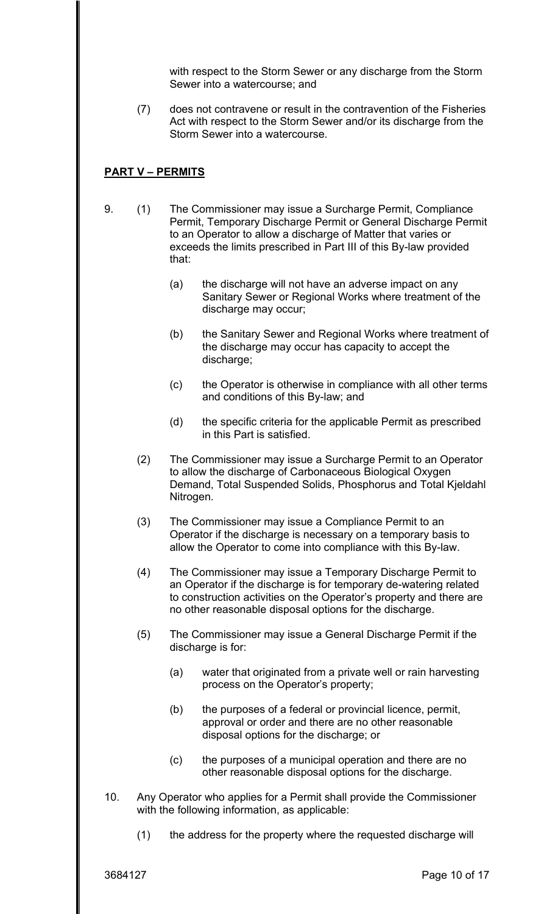with respect to the Storm Sewer or any discharge from the Storm Sewer into a watercourse; and

(7) does not contravene or result in the contravention of the Fisheries Act with respect to the Storm Sewer and/or its discharge from the Storm Sewer into a watercourse.

## PART V – PERMITS

9. (1) The Commissioner may issue a Surcharge Permit, Compliance Permit, Temporary Discharge Permit or General Discharge Permit to an Operator to allow a discharge of Matter that varies or exceeds the limits prescribed in Part III of this By-law provided that:

   (a) the discharge will not have an adverse impact on any Sanitary Sewer or Regional Works where treatment of the discharge may occur;

   (b) the Sanitary Sewer and Regional Works where treatment of the discharge may occur has capacity to accept the discharge;

   (c) the Operator is otherwise in compliance with all other terms and conditions of this By-law; and

   (d) the specific criteria for the applicable Permit as prescribed in this Part is satisfied.

   (2) The Commissioner may issue a Surcharge Permit to an Operator to allow the discharge of Carbonaceous Biological Oxygen Demand, Total Suspended Solids, Phosphorus and Total Kjeldahl Nitrogen.

   (3) The Commissioner may issue a Compliance Permit to an Operator if the discharge is necessary on a temporary basis to allow the Operator to come into compliance with this By-law.

   (4) The Commissioner may issue a Temporary Discharge Permit to an Operator if the discharge is for temporary de-watering related to construction activities on the Operator's property and there are no other reasonable disposal options for the discharge.

   (5) The Commissioner may issue a General Discharge Permit if the discharge is for:

   (a) water that originated from a private well or rain harvesting process on the Operator's property;

   (b) the purposes of a federal or provincial licence, permit, approval or order and there are no other reasonable disposal options for the discharge; or

   (c) the purposes of a municipal operation and there are no other reasonable disposal options for the discharge.

10. Any Operator who applies for a Permit shall provide the Commissioner with the following information, as applicable:

   (1) the address for the property where the requested discharge will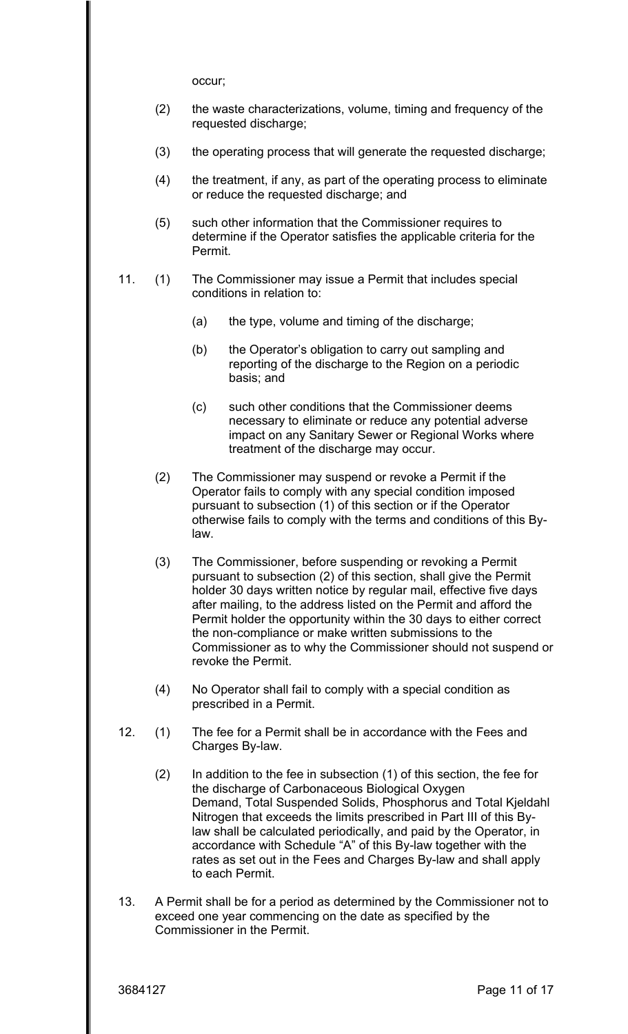occur;

(2) the waste characterizations, volume, timing and frequency of the requested discharge;

(3) the operating process that will generate the requested discharge;

(4) the treatment, if any, as part of the operating process to eliminate or reduce the requested discharge; and

(5) such other information that the Commissioner requires to determine if the Operator satisfies the applicable criteria for the Permit.

11. (1) The Commissioner may issue a Permit that includes special conditions in relation to:

   (a) the type, volume and timing of the discharge;

   (b) the Operator's obligation to carry out sampling and reporting of the discharge to the Region on a periodic basis; and

   (c) such other conditions that the Commissioner deems necessary to eliminate or reduce any potential adverse impact on any Sanitary Sewer or Regional Works where treatment of the discharge may occur.

(2) The Commissioner may suspend or revoke a Permit if the Operator fails to comply with any special condition imposed pursuant to subsection (1) of this section or if the Operator otherwise fails to comply with the terms and conditions of this By-law.

(3) The Commissioner, before suspending or revoking a Permit pursuant to subsection (2) of this section, shall give the Permit holder 30 days written notice by regular mail, effective five days after mailing, to the address listed on the Permit and afford the Permit holder the opportunity within the 30 days to either correct the non-compliance or make written submissions to the Commissioner as to why the Commissioner should not suspend or revoke the Permit.

(4) No Operator shall fail to comply with a special condition as prescribed in a Permit.

12. (1) The fee for a Permit shall be in accordance with the Fees and Charges By-law.

(2) In addition to the fee in subsection (1) of this section, the fee for the discharge of Carbonaceous Biological Oxygen Demand, Total Suspended Solids, Phosphorus and Total Kjeldahl Nitrogen that exceeds the limits prescribed in Part III of this By-law shall be calculated periodically, and paid by the Operator, in accordance with Schedule "A" of this By-law together with the rates as set out in the Fees and Charges By-law and shall apply to each Permit.

13. A Permit shall be for a period as determined by the Commissioner not to exceed one year commencing on the date as specified by the Commissioner in the Permit.

3684127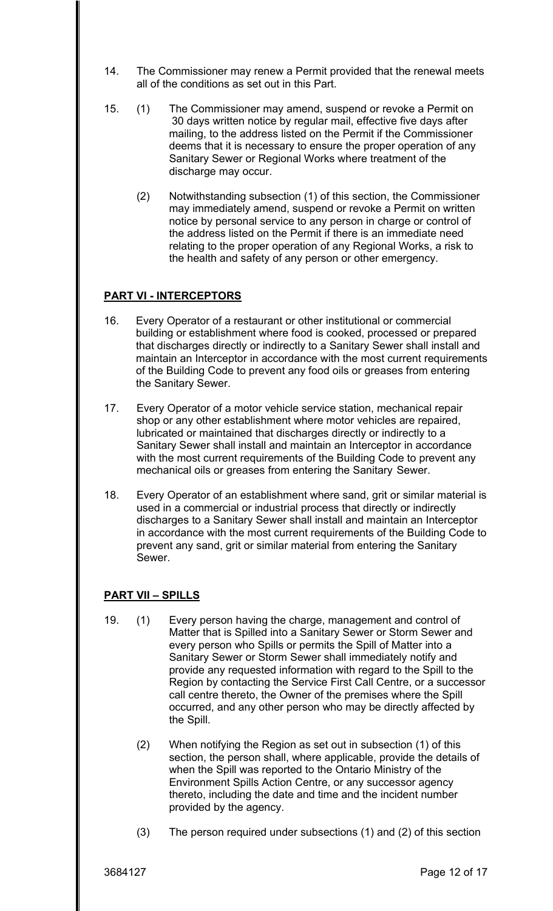14. The Commissioner may renew a Permit provided that the renewal meets all of the conditions as set out in this Part.

15. (1) The Commissioner may amend, suspend or revoke a Permit on 30 days written notice by regular mail, effective five days after mailing, to the address listed on the Permit if the Commissioner deems that it is necessary to ensure the proper operation of any Sanitary Sewer or Regional Works where treatment of the discharge may occur.

    (2) Notwithstanding subsection (1) of this section, the Commissioner may immediately amend, suspend or revoke a Permit on written notice by personal service to any person in charge or control of the address listed on the Permit if there is an immediate need relating to the proper operation of any Regional Works, a risk to the health and safety of any person or other emergency.

## PART VI - INTERCEPTORS

16. Every Operator of a restaurant or other institutional or commercial building or establishment where food is cooked, processed or prepared that discharges directly or indirectly to a Sanitary Sewer shall install and maintain an Interceptor in accordance with the most current requirements of the Building Code to prevent any food oils or greases from entering the Sanitary Sewer.

17. Every Operator of a motor vehicle service station, mechanical repair shop or any other establishment where motor vehicles are repaired, lubricated or maintained that discharges directly or indirectly to a Sanitary Sewer shall install and maintain an Interceptor in accordance with the most current requirements of the Building Code to prevent any mechanical oils or greases from entering the Sanitary Sewer.

18. Every Operator of an establishment where sand, grit or similar material is used in a commercial or industrial process that directly or indirectly discharges to a Sanitary Sewer shall install and maintain an Interceptor in accordance with the most current requirements of the Building Code to prevent any sand, grit or similar material from entering the Sanitary Sewer.

## PART VII – SPILLS

19. (1) Every person having the charge, management and control of Matter that is Spilled into a Sanitary Sewer or Storm Sewer and every person who Spills or permits the Spill of Matter into a Sanitary Sewer or Storm Sewer shall immediately notify and provide any requested information with regard to the Spill to the Region by contacting the Service First Call Centre, or a successor call centre thereto, the Owner of the premises where the Spill occurred, and any other person who may be directly affected by the Spill.

    (2) When notifying the Region as set out in subsection (1) of this section, the person shall, where applicable, provide the details of when the Spill was reported to the Ontario Ministry of the Environment Spills Action Centre, or any successor agency thereto, including the date and time and the incident number provided by the agency.

    (3) The person required under subsections (1) and (2) of this section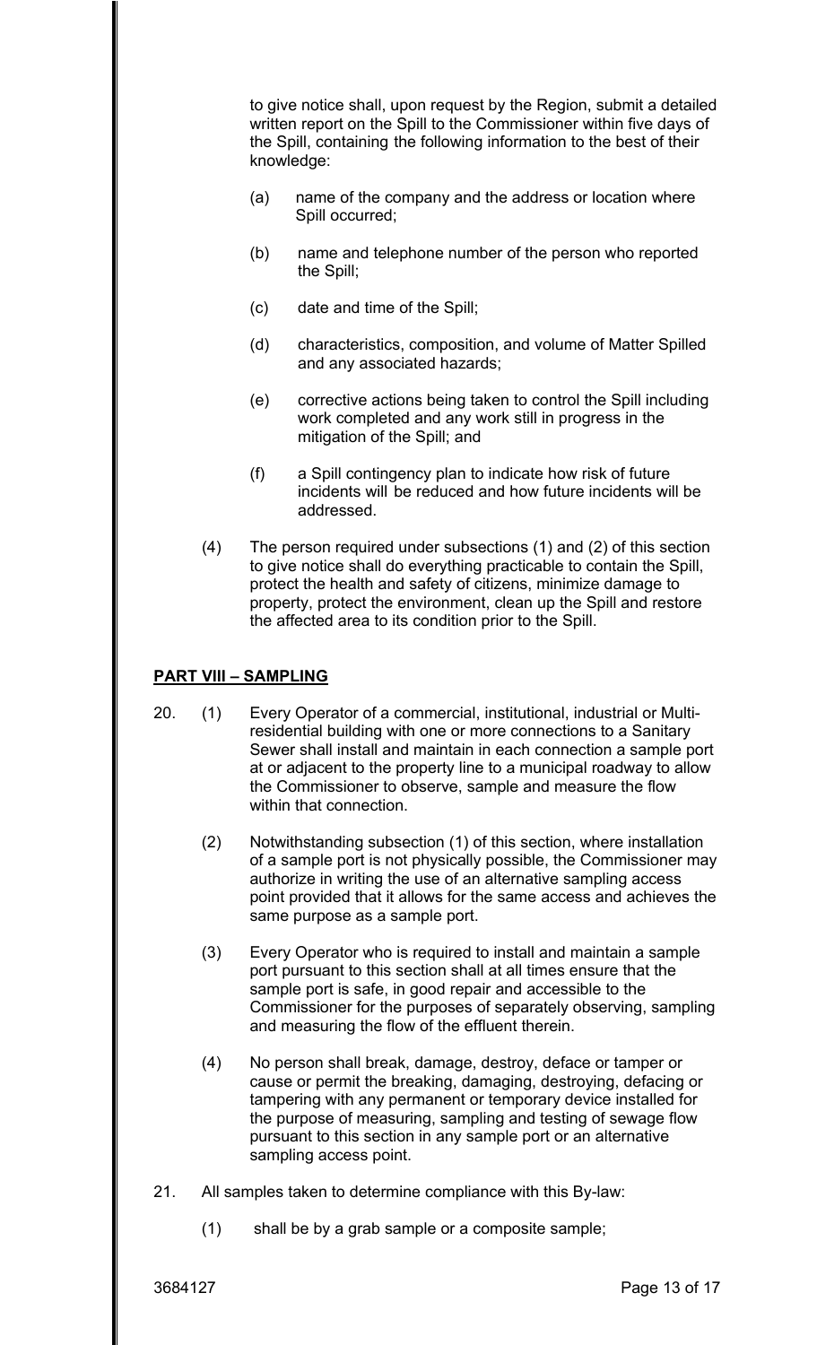to give notice shall, upon request by the Region, submit a detailed written report on the Spill to the Commissioner within five days of the Spill, containing the following information to the best of their knowledge:

(a) name of the company and the address or location where Spill occurred;

(b) name and telephone number of the person who reported the Spill;

(c) date and time of the Spill;

(d) characteristics, composition, and volume of Matter Spilled and any associated hazards;

(e) corrective actions being taken to control the Spill including work completed and any work still in progress in the mitigation of the Spill; and

(f) a Spill contingency plan to indicate how risk of future incidents will be reduced and how future incidents will be addressed.

(4) The person required under subsections (1) and (2) of this section to give notice shall do everything practicable to contain the Spill, protect the health and safety of citizens, minimize damage to property, protect the environment, clean up the Spill and restore the affected area to its condition prior to the Spill.

## PART VIII – SAMPLING

20. (1) Every Operator of a commercial, institutional, industrial or Multi-residential building with one or more connections to a Sanitary Sewer shall install and maintain in each connection a sample port at or adjacent to the property line to a municipal roadway to allow the Commissioner to observe, sample and measure the flow within that connection.

(2) Notwithstanding subsection (1) of this section, where installation of a sample port is not physically possible, the Commissioner may authorize in writing the use of an alternative sampling access point provided that it allows for the same access and achieves the same purpose as a sample port.

(3) Every Operator who is required to install and maintain a sample port pursuant to this section shall at all times ensure that the sample port is safe, in good repair and accessible to the Commissioner for the purposes of separately observing, sampling and measuring the flow of the effluent therein.

(4) No person shall break, damage, destroy, deface or tamper or cause or permit the breaking, damaging, destroying, defacing or tampering with any permanent or temporary device installed for the purpose of measuring, sampling and testing of sewage flow pursuant to this section in any sample port or an alternative sampling access point.

21. All samples taken to determine compliance with this By-law:

(1) shall be by a grab sample or a composite sample;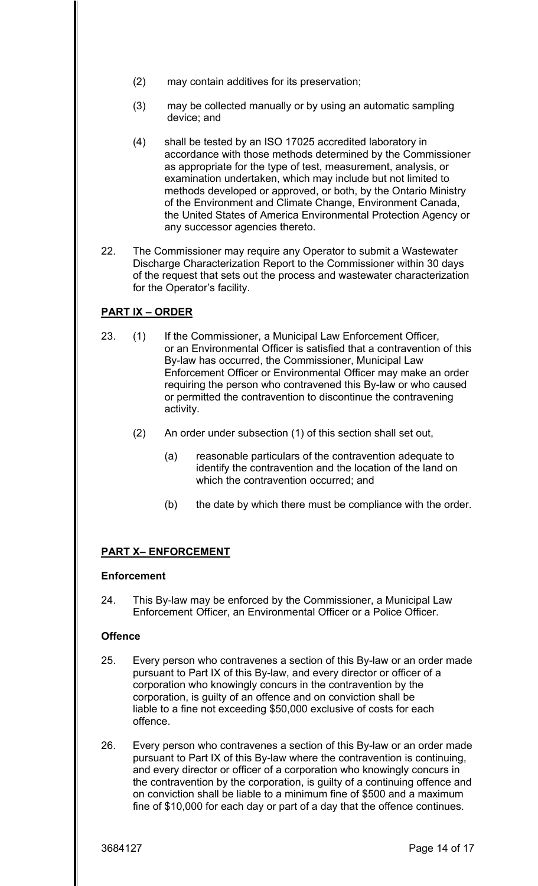(2) may contain additives for its preservation;

(3) may be collected manually or by using an automatic sampling device; and

(4) shall be tested by an ISO 17025 accredited laboratory in accordance with those methods determined by the Commissioner as appropriate for the type of test, measurement, analysis, or examination undertaken, which may include but not limited to methods developed or approved, or both, by the Ontario Ministry of the Environment and Climate Change, Environment Canada, the United States of America Environmental Protection Agency or any successor agencies thereto.

22. The Commissioner may require any Operator to submit a Wastewater Discharge Characterization Report to the Commissioner within 30 days of the request that sets out the process and wastewater characterization for the Operator's facility.

## PART IX – ORDER

23. (1) If the Commissioner, a Municipal Law Enforcement Officer, or an Environmental Officer is satisfied that a contravention of this By-law has occurred, the Commissioner, Municipal Law Enforcement Officer or Environmental Officer may make an order requiring the person who contravened this By-law or who caused or permitted the contravention to discontinue the contravening activity.

(2) An order under subsection (1) of this section shall set out,

(a) reasonable particulars of the contravention adequate to identify the contravention and the location of the land on which the contravention occurred; and

(b) the date by which there must be compliance with the order.

## PART X– ENFORCEMENT

### Enforcement

24. This By-law may be enforced by the Commissioner, a Municipal Law Enforcement Officer, an Environmental Officer or a Police Officer.

### Offence

25. Every person who contravenes a section of this By-law or an order made pursuant to Part IX of this By-law, and every director or officer of a corporation who knowingly concurs in the contravention by the corporation, is guilty of an offence and on conviction shall be liable to a fine not exceeding $50,000 exclusive of costs for each offence.

26. Every person who contravenes a section of this By-law or an order made pursuant to Part IX of this By-law where the contravention is continuing, and every director or officer of a corporation who knowingly concurs in the contravention by the corporation, is guilty of a continuing offence and on conviction shall be liable to a minimum fine of $500 and a maximum fine of $10,000 for each day or part of a day that the offence continues.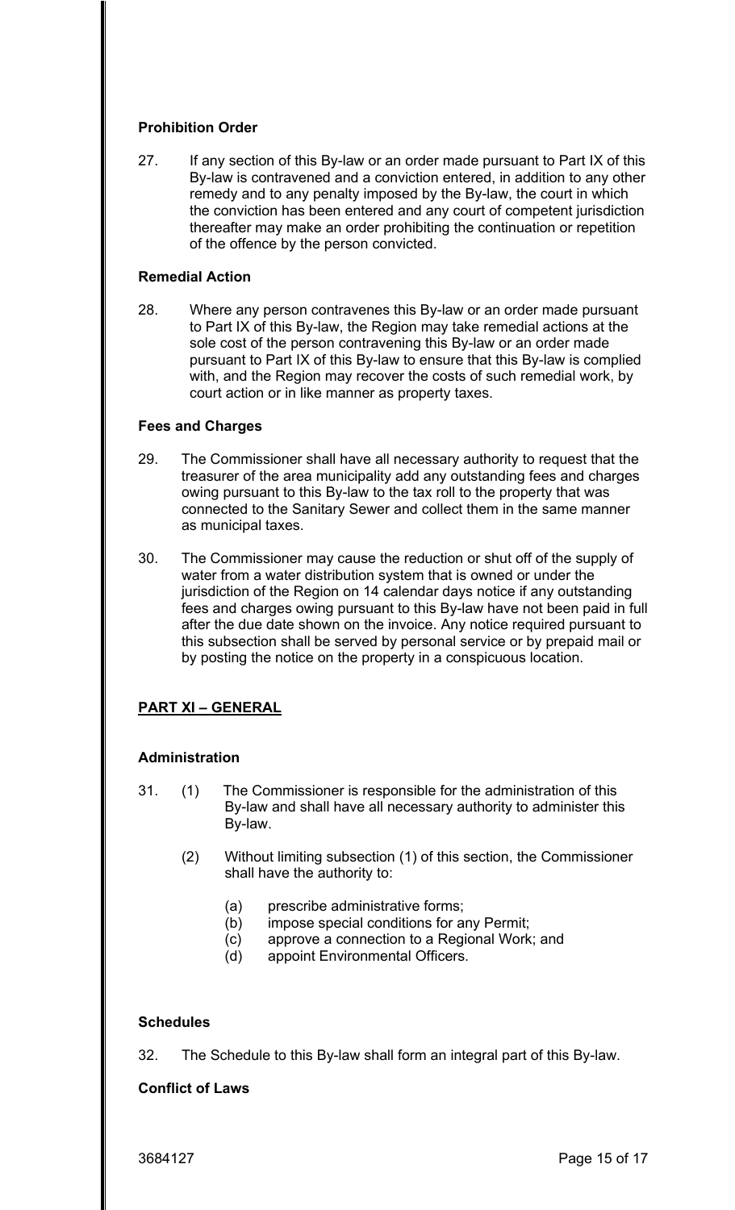**Prohibition Order**

27. If any section of this By-law or an order made pursuant to Part IX of this By-law is contravened and a conviction entered, in addition to any other remedy and to any penalty imposed by the By-law, the court in which the conviction has been entered and any court of competent jurisdiction thereafter may make an order prohibiting the continuation or repetition of the offence by the person convicted.

**Remedial Action**

28. Where any person contravenes this By-law or an order made pursuant to Part IX of this By-law, the Region may take remedial actions at the sole cost of the person contravening this By-law or an order made pursuant to Part IX of this By-law to ensure that this By-law is complied with, and the Region may recover the costs of such remedial work, by court action or in like manner as property taxes.

**Fees and Charges**

29. The Commissioner shall have all necessary authority to request that the treasurer of the area municipality add any outstanding fees and charges owing pursuant to this By-law to the tax roll to the property that was connected to the Sanitary Sewer and collect them in the same manner as municipal taxes.

30. The Commissioner may cause the reduction or shut off of the supply of water from a water distribution system that is owned or under the jurisdiction of the Region on 14 calendar days notice if any outstanding fees and charges owing pursuant to this By-law have not been paid in full after the due date shown on the invoice. Any notice required pursuant to this subsection shall be served by personal service or by prepaid mail or by posting the notice on the property in a conspicuous location.

## PART XI – GENERAL

**Administration**

31. (1) The Commissioner is responsible for the administration of this By-law and shall have all necessary authority to administer this By-law.

    (2) Without limiting subsection (1) of this section, the Commissioner shall have the authority to:

    (a) prescribe administrative forms;
    (b) impose special conditions for any Permit;
    (c) approve a connection to a Regional Work; and
    (d) appoint Environmental Officers.

**Schedules**

32. The Schedule to this By-law shall form an integral part of this By-law.

**Conflict of Laws**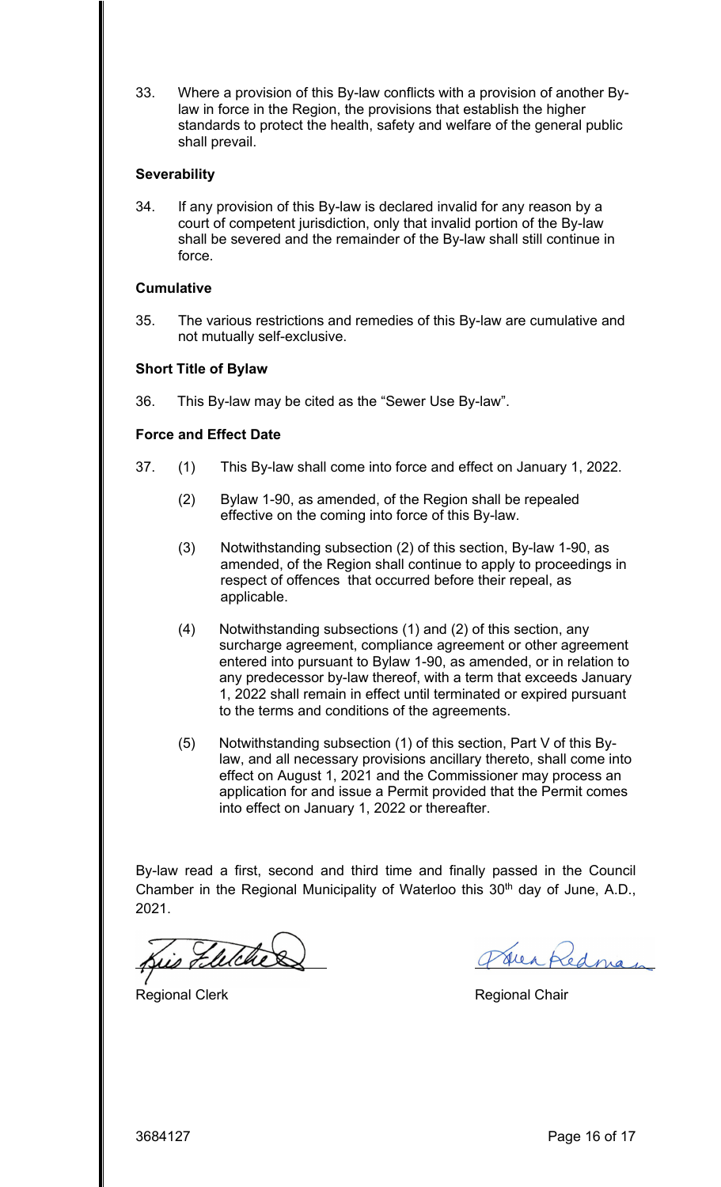33. Where a provision of this By-law conflicts with a provision of another By-law in force in the Region, the provisions that establish the higher standards to protect the health, safety and welfare of the general public shall prevail.

**Severability**

34. If any provision of this By-law is declared invalid for any reason by a court of competent jurisdiction, only that invalid portion of the By-law shall be severed and the remainder of the By-law shall still continue in force.

**Cumulative**

35. The various restrictions and remedies of this By-law are cumulative and not mutually self-exclusive.

**Short Title of Bylaw**

36. This By-law may be cited as the "Sewer Use By-law".

**Force and Effect Date**

37. (1) This By-law shall come into force and effect on January 1, 2022.

(2) Bylaw 1-90, as amended, of the Region shall be repealed effective on the coming into force of this By-law.

(3) Notwithstanding subsection (2) of this section, By-law 1-90, as amended, of the Region shall continue to apply to proceedings in respect of offences that occurred before their repeal, as applicable.

(4) Notwithstanding subsections (1) and (2) of this section, any surcharge agreement, compliance agreement or other agreement entered into pursuant to Bylaw 1-90, as amended, or in relation to any predecessor by-law thereof, with a term that exceeds January 1, 2022 shall remain in effect until terminated or expired pursuant to the terms and conditions of the agreements.

(5) Notwithstanding subsection (1) of this section, Part V of this By-law, and all necessary provisions ancillary thereto, shall come into effect on August 1, 2021 and the Commissioner may process an application for and issue a Permit provided that the Permit comes into effect on January 1, 2022 or thereafter.

By-law read a first, second and third time and finally passed in the Council Chamber in the Regional Municipality of Waterloo this 30th day of June, A.D., 2021.

Regional Clerk

Regional Chair

3684127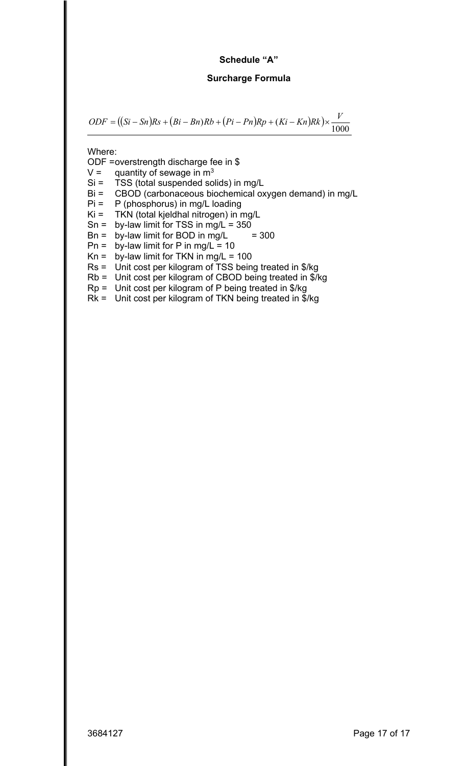## Schedule "A"

### Surcharge Formula

$$ODF = \left((Si - Sn)Rs + (Bi - Bn)Rb + (Pi - Pn)Rp + (Ki - Kn)Rk\right) \times \frac{V}{1000}$$

Where:

ODF =overstrength discharge fee in \$

V = quantity of sewage in $m^3$

Si = TSS (total suspended solids) in mg/L

Bi = CBOD (carbonaceous biochemical oxygen demand) in mg/L

Pi = P (phosphorus) in mg/L loading

Ki = TKN (total kjeldhal nitrogen) in mg/L

Sn = by-law limit for TSS in mg/L = 350

Bn = by-law limit for BOD in mg/L = 300

Pn = by-law limit for P in mg/L = 10

Kn = by-law limit for TKN in mg/L = 100

Rs = Unit cost per kilogram of TSS being treated in \$/kg

Rb = Unit cost per kilogram of CBOD being treated in \$/kg

Rp = Unit cost per kilogram of P being treated in \$/kg

Rk = Unit cost per kilogram of TKN being treated in \$/kg

3684127